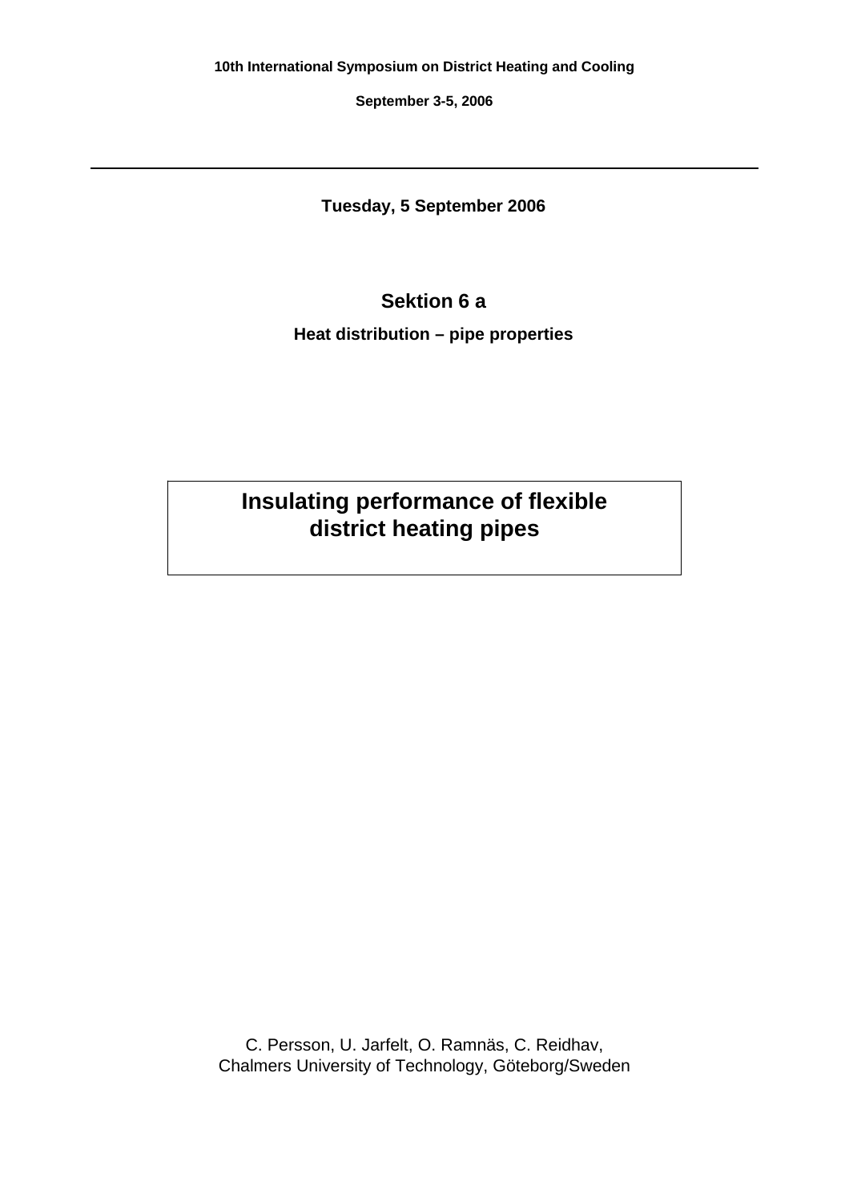**10th International Symposium on District Heating and Cooling**

**September 3-5, 2006**

---

**Tuesday, 5 September 2006**

## Sektion 6 a

**Heat distribution – pipe properties**

# Insulating performance of flexible district heating pipes

C. Persson, U. Jarfelt, O. Ramnäs, C. Reidhav,
Chalmers University of Technology, Göteborg/Sweden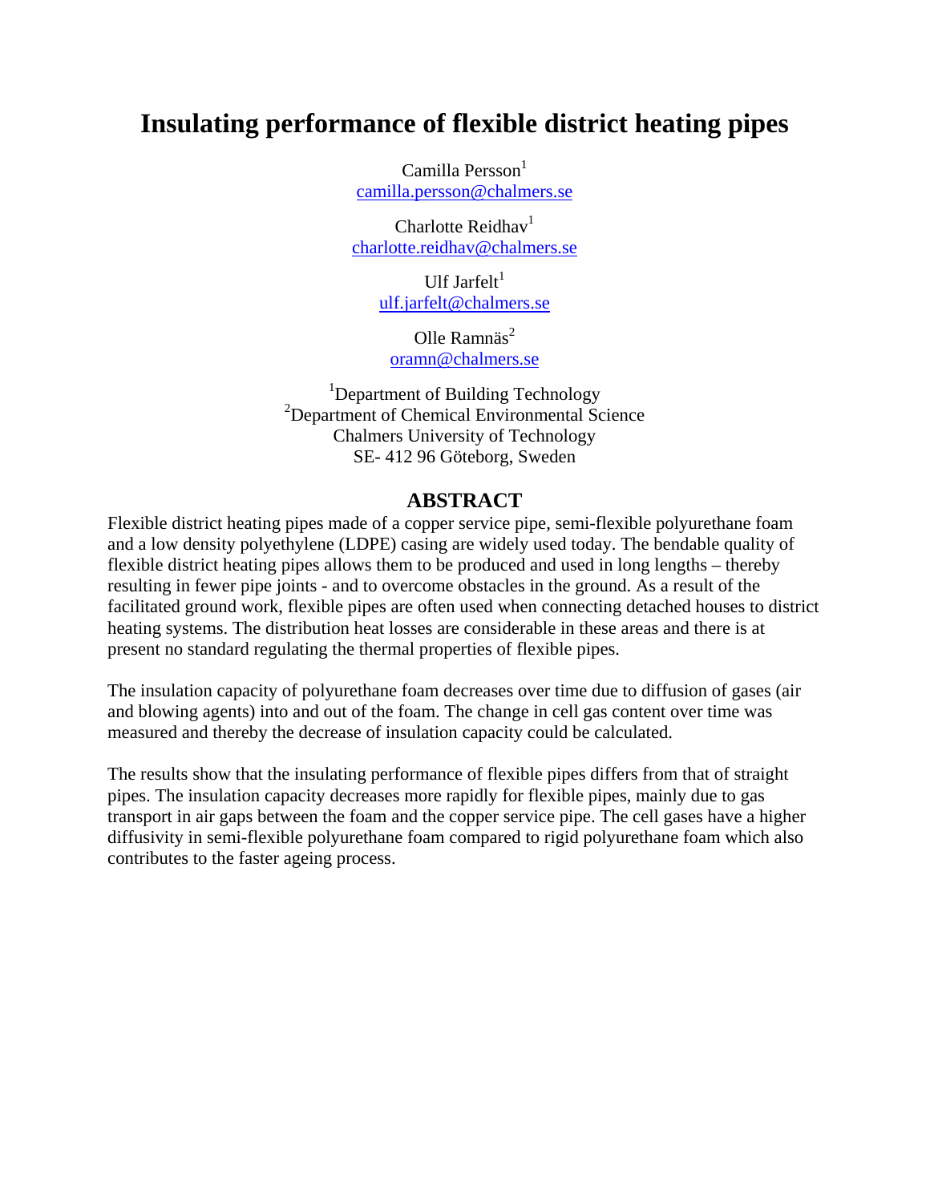# Insulating performance of flexible district heating pipes

Camilla Persson[1]
camilla.persson@chalmers.se

Charlotte Reidhav[1]
charlotte.reidhav@chalmers.se

Ulf Jarfelt[1]
ulf.jarfelt@chalmers.se

Olle Ramnäs[2]
oramn@chalmers.se

[1]Department of Building Technology
[2]Department of Chemical Environmental Science
Chalmers University of Technology
SE- 412 96 Göteborg, Sweden

## ABSTRACT

Flexible district heating pipes made of a copper service pipe, semi-flexible polyurethane foam and a low density polyethylene (LDPE) casing are widely used today. The bendable quality of flexible district heating pipes allows them to be produced and used in long lengths – thereby resulting in fewer pipe joints - and to overcome obstacles in the ground. As a result of the facilitated ground work, flexible pipes are often used when connecting detached houses to district heating systems. The distribution heat losses are considerable in these areas and there is at present no standard regulating the thermal properties of flexible pipes.

The insulation capacity of polyurethane foam decreases over time due to diffusion of gases (air and blowing agents) into and out of the foam. The change in cell gas content over time was measured and thereby the decrease of insulation capacity could be calculated.

The results show that the insulating performance of flexible pipes differs from that of straight pipes. The insulation capacity decreases more rapidly for flexible pipes, mainly due to gas transport in air gaps between the foam and the copper service pipe. The cell gases have a higher diffusivity in semi-flexible polyurethane foam compared to rigid polyurethane foam which also contributes to the faster ageing process.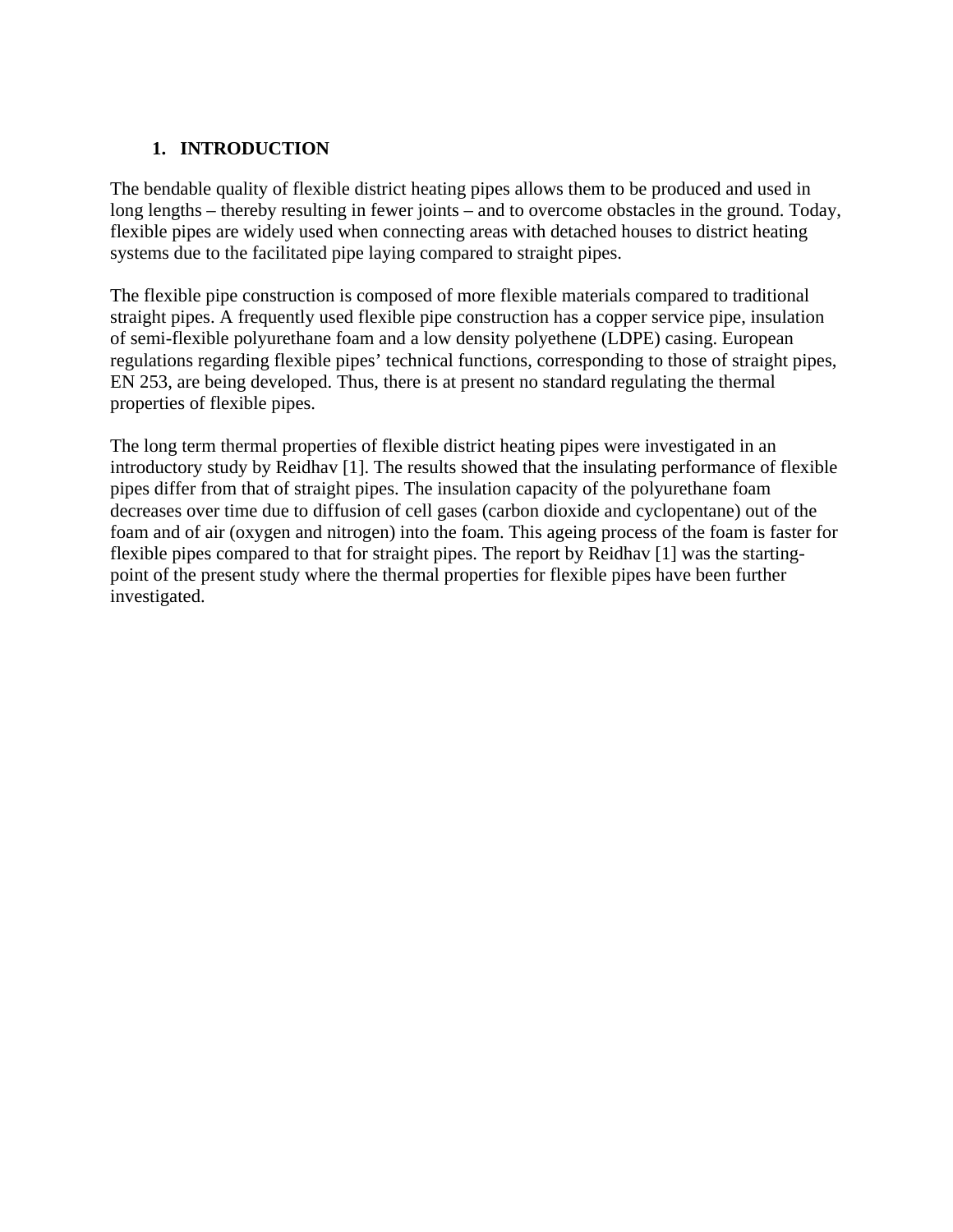## 1. INTRODUCTION

The bendable quality of flexible district heating pipes allows them to be produced and used in long lengths – thereby resulting in fewer joints – and to overcome obstacles in the ground. Today, flexible pipes are widely used when connecting areas with detached houses to district heating systems due to the facilitated pipe laying compared to straight pipes.

The flexible pipe construction is composed of more flexible materials compared to traditional straight pipes. A frequently used flexible pipe construction has a copper service pipe, insulation of semi-flexible polyurethane foam and a low density polyethene (LDPE) casing. European regulations regarding flexible pipes' technical functions, corresponding to those of straight pipes, EN 253, are being developed. Thus, there is at present no standard regulating the thermal properties of flexible pipes.

The long term thermal properties of flexible district heating pipes were investigated in an introductory study by Reidhav [1]. The results showed that the insulating performance of flexible pipes differ from that of straight pipes. The insulation capacity of the polyurethane foam decreases over time due to diffusion of cell gases (carbon dioxide and cyclopentane) out of the foam and of air (oxygen and nitrogen) into the foam. This ageing process of the foam is faster for flexible pipes compared to that for straight pipes. The report by Reidhav [1] was the starting-point of the present study where the thermal properties for flexible pipes have been further investigated.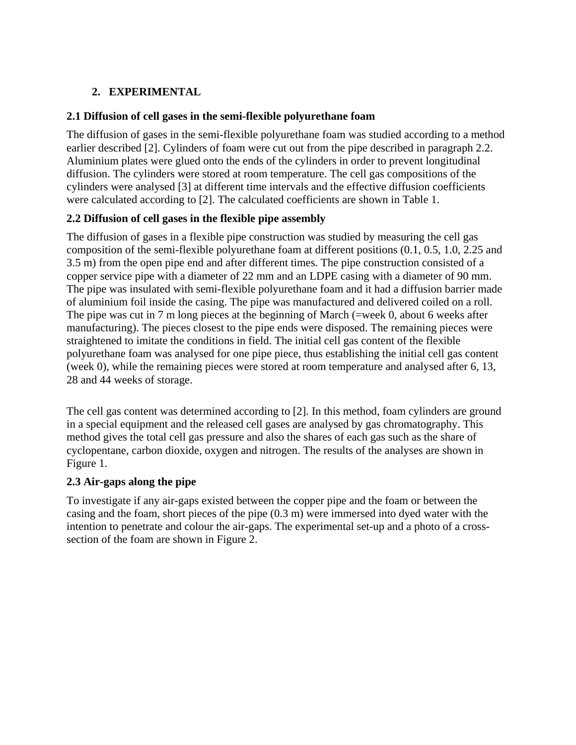## 2. EXPERIMENTAL

### 2.1 Diffusion of cell gases in the semi-flexible polyurethane foam

The diffusion of gases in the semi-flexible polyurethane foam was studied according to a method earlier described [2]. Cylinders of foam were cut out from the pipe described in paragraph 2.2. Aluminium plates were glued onto the ends of the cylinders in order to prevent longitudinal diffusion. The cylinders were stored at room temperature. The cell gas compositions of the cylinders were analysed [3] at different time intervals and the effective diffusion coefficients were calculated according to [2]. The calculated coefficients are shown in Table 1.

### 2.2 Diffusion of cell gases in the flexible pipe assembly

The diffusion of gases in a flexible pipe construction was studied by measuring the cell gas composition of the semi-flexible polyurethane foam at different positions (0.1, 0.5, 1.0, 2.25 and 3.5 m) from the open pipe end and after different times. The pipe construction consisted of a copper service pipe with a diameter of 22 mm and an LDPE casing with a diameter of 90 mm. The pipe was insulated with semi-flexible polyurethane foam and it had a diffusion barrier made of aluminium foil inside the casing. The pipe was manufactured and delivered coiled on a roll. The pipe was cut in 7 m long pieces at the beginning of March (=week 0, about 6 weeks after manufacturing). The pieces closest to the pipe ends were disposed. The remaining pieces were straightened to imitate the conditions in field. The initial cell gas content of the flexible polyurethane foam was analysed for one pipe piece, thus establishing the initial cell gas content (week 0), while the remaining pieces were stored at room temperature and analysed after 6, 13, 28 and 44 weeks of storage.

The cell gas content was determined according to [2]. In this method, foam cylinders are ground in a special equipment and the released cell gases are analysed by gas chromatography. This method gives the total cell gas pressure and also the shares of each gas such as the share of cyclopentane, carbon dioxide, oxygen and nitrogen. The results of the analyses are shown in Figure 1.

### 2.3 Air-gaps along the pipe

To investigate if any air-gaps existed between the copper pipe and the foam or between the casing and the foam, short pieces of the pipe (0.3 m) were immersed into dyed water with the intention to penetrate and colour the air-gaps. The experimental set-up and a photo of a cross-section of the foam are shown in Figure 2.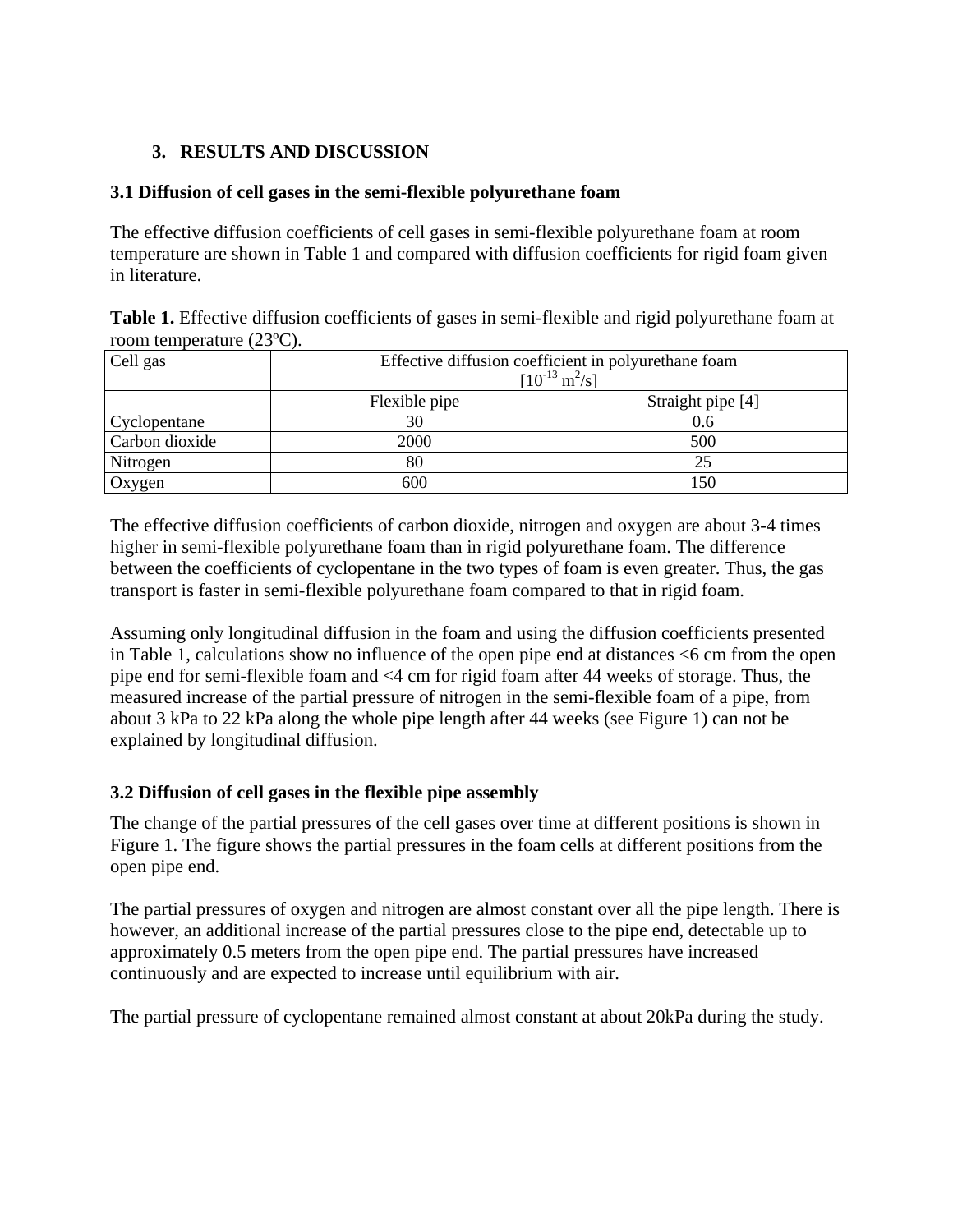## 3. RESULTS AND DISCUSSION

### 3.1 Diffusion of cell gases in the semi-flexible polyurethane foam

The effective diffusion coefficients of cell gases in semi-flexible polyurethane foam at room temperature are shown in Table 1 and compared with diffusion coefficients for rigid foam given in literature.

**Table 1.** Effective diffusion coefficients of gases in semi-flexible and rigid polyurethane foam at room temperature (23ºC).

| Cell gas | Effective diffusion coefficient in polyurethane foam $[10^{-13}\ m^2/s]$ | |
|---|---|---|
| | Flexible pipe | Straight pipe [4] |
| Cyclopentane | 30 | 0.6 |
| Carbon dioxide | 2000 | 500 |
| Nitrogen | 80 | 25 |
| Oxygen | 600 | 150 |

The effective diffusion coefficients of carbon dioxide, nitrogen and oxygen are about 3-4 times higher in semi-flexible polyurethane foam than in rigid polyurethane foam. The difference between the coefficients of cyclopentane in the two types of foam is even greater. Thus, the gas transport is faster in semi-flexible polyurethane foam compared to that in rigid foam.

Assuming only longitudinal diffusion in the foam and using the diffusion coefficients presented in Table 1, calculations show no influence of the open pipe end at distances <6 cm from the open pipe end for semi-flexible foam and <4 cm for rigid foam after 44 weeks of storage. Thus, the measured increase of the partial pressure of nitrogen in the semi-flexible foam of a pipe, from about 3 kPa to 22 kPa along the whole pipe length after 44 weeks (see Figure 1) can not be explained by longitudinal diffusion.

### 3.2 Diffusion of cell gases in the flexible pipe assembly

The change of the partial pressures of the cell gases over time at different positions is shown in Figure 1. The figure shows the partial pressures in the foam cells at different positions from the open pipe end.

The partial pressures of oxygen and nitrogen are almost constant over all the pipe length. There is however, an additional increase of the partial pressures close to the pipe end, detectable up to approximately 0.5 meters from the open pipe end. The partial pressures have increased continuously and are expected to increase until equilibrium with air.

The partial pressure of cyclopentane remained almost constant at about 20kPa during the study.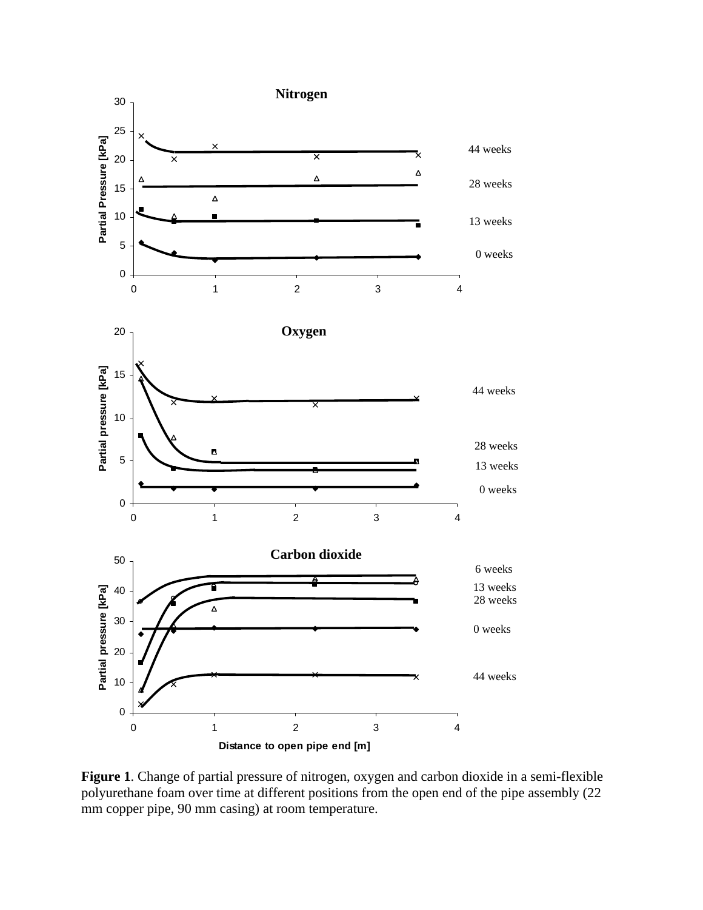**Figure 1**. Change of partial pressure of nitrogen, oxygen and carbon dioxide in a semi-flexible polyurethane foam over time at different positions from the open end of the pipe assembly (22 mm copper pipe, 90 mm casing) at room temperature.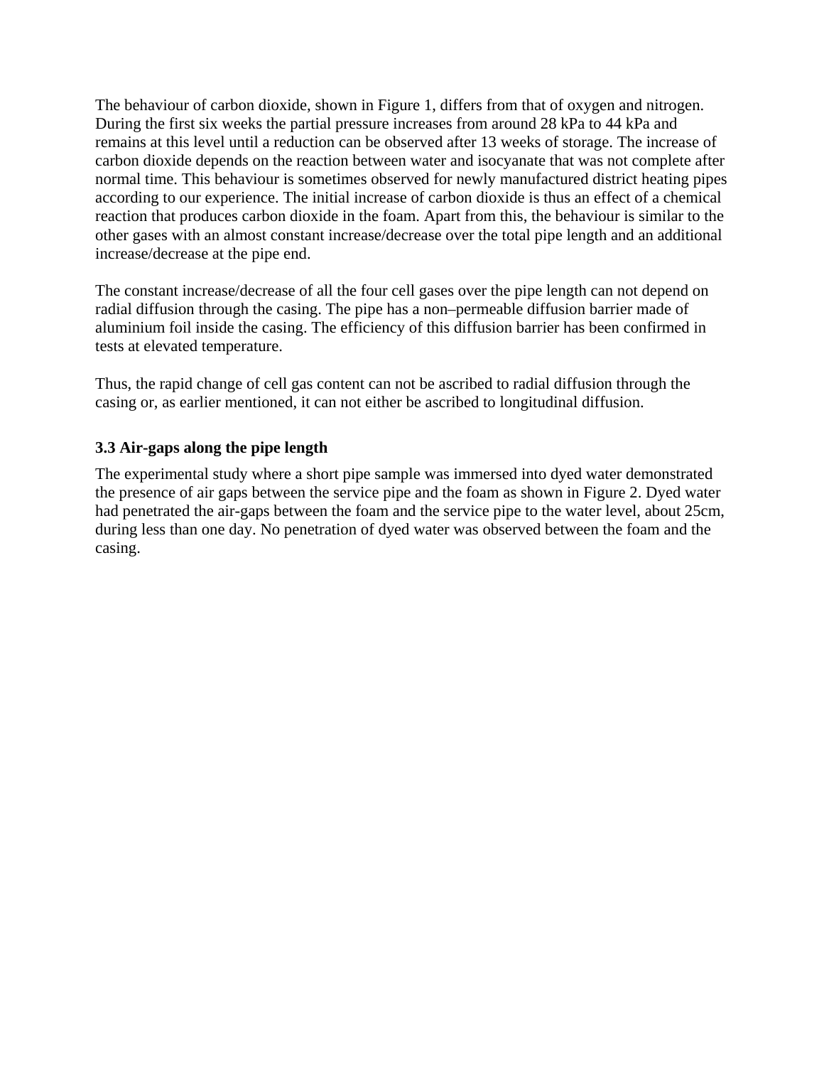The behaviour of carbon dioxide, shown in Figure 1, differs from that of oxygen and nitrogen. During the first six weeks the partial pressure increases from around 28 kPa to 44 kPa and remains at this level until a reduction can be observed after 13 weeks of storage. The increase of carbon dioxide depends on the reaction between water and isocyanate that was not complete after normal time. This behaviour is sometimes observed for newly manufactured district heating pipes according to our experience. The initial increase of carbon dioxide is thus an effect of a chemical reaction that produces carbon dioxide in the foam. Apart from this, the behaviour is similar to the other gases with an almost constant increase/decrease over the total pipe length and an additional increase/decrease at the pipe end.

The constant increase/decrease of all the four cell gases over the pipe length can not depend on radial diffusion through the casing. The pipe has a non–permeable diffusion barrier made of aluminium foil inside the casing. The efficiency of this diffusion barrier has been confirmed in tests at elevated temperature.

Thus, the rapid change of cell gas content can not be ascribed to radial diffusion through the casing or, as earlier mentioned, it can not either be ascribed to longitudinal diffusion.

### 3.3 Air-gaps along the pipe length

The experimental study where a short pipe sample was immersed into dyed water demonstrated the presence of air gaps between the service pipe and the foam as shown in Figure 2. Dyed water had penetrated the air-gaps between the foam and the service pipe to the water level, about 25cm, during less than one day. No penetration of dyed water was observed between the foam and the casing.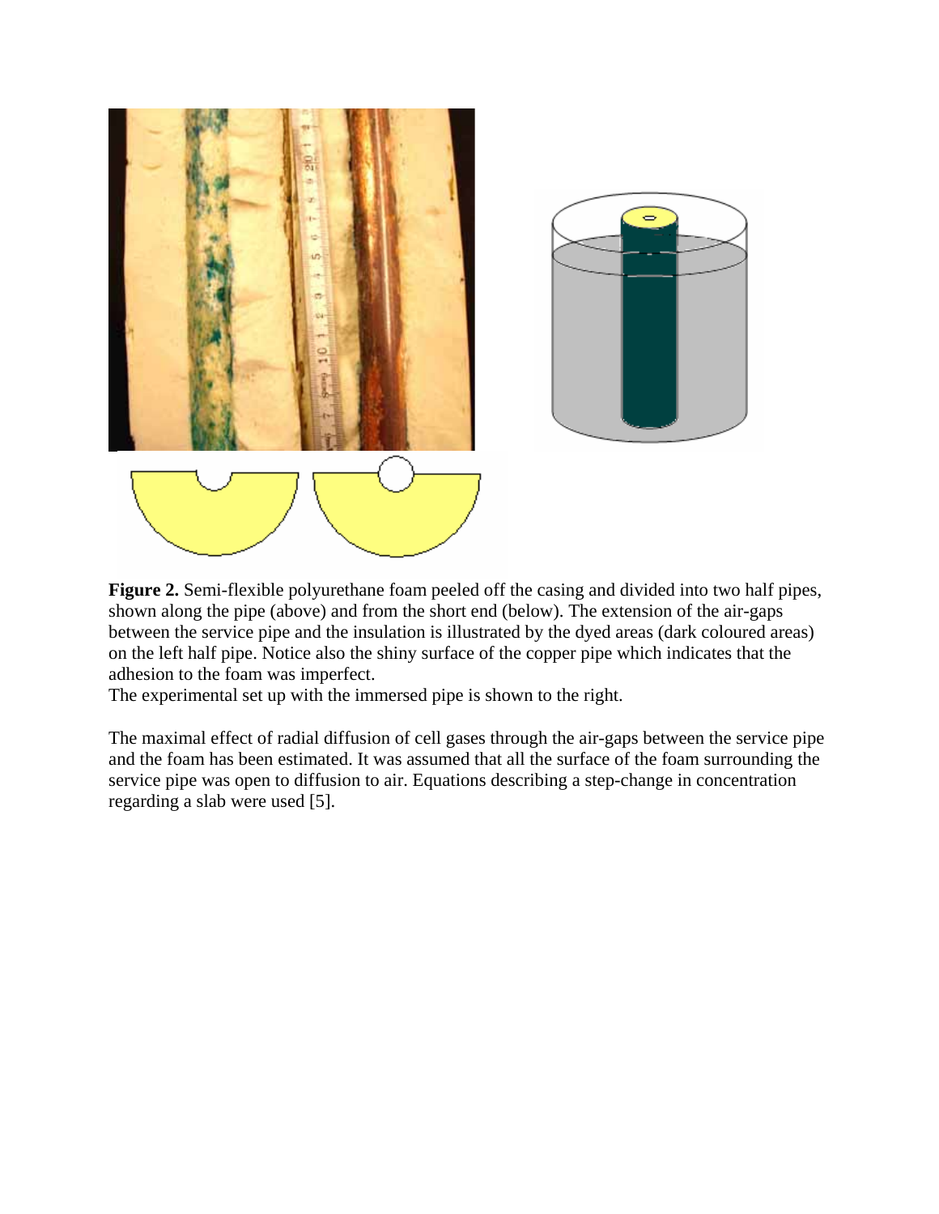**Figure 2.** Semi-flexible polyurethane foam peeled off the casing and divided into two half pipes, shown along the pipe (above) and from the short end (below). The extension of the air-gaps between the service pipe and the insulation is illustrated by the dyed areas (dark coloured areas) on the left half pipe. Notice also the shiny surface of the copper pipe which indicates that the adhesion to the foam was imperfect.
The experimental set up with the immersed pipe is shown to the right.

The maximal effect of radial diffusion of cell gases through the air-gaps between the service pipe and the foam has been estimated. It was assumed that all the surface of the foam surrounding the service pipe was open to diffusion to air. Equations describing a step-change in concentration regarding a slab were used [5].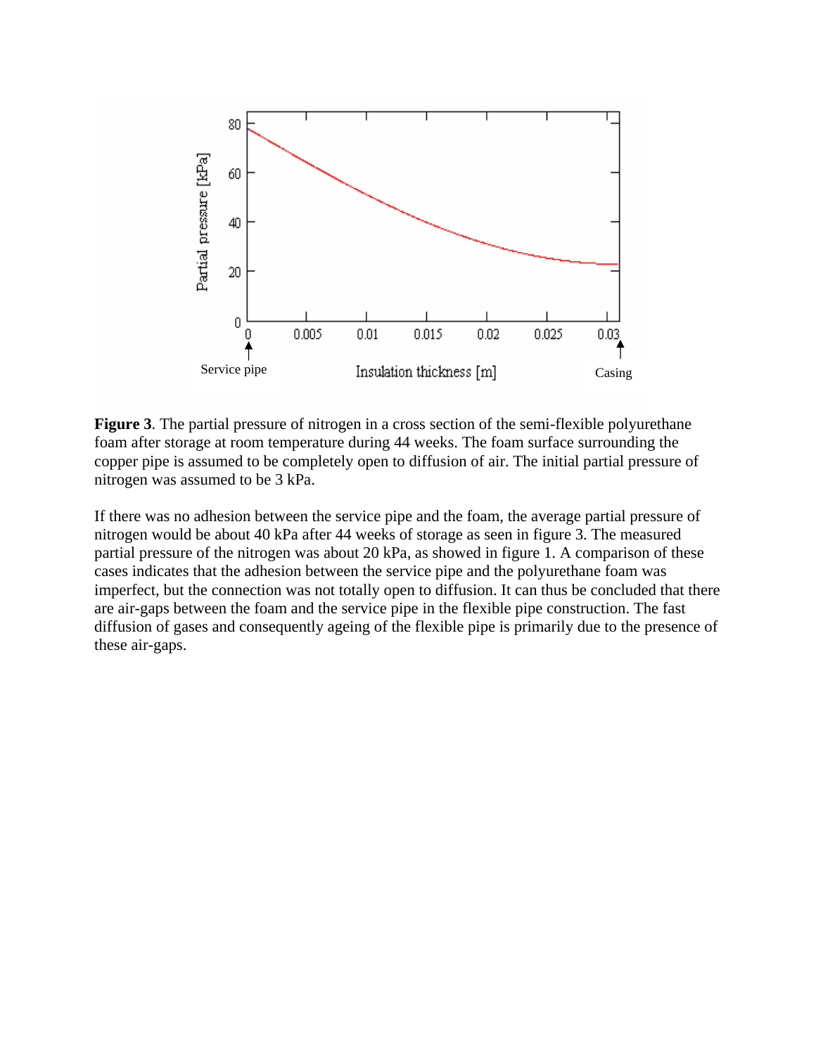**Figure 3**. The partial pressure of nitrogen in a cross section of the semi-flexible polyurethane foam after storage at room temperature during 44 weeks. The foam surface surrounding the copper pipe is assumed to be completely open to diffusion of air. The initial partial pressure of nitrogen was assumed to be 3 kPa.

If there was no adhesion between the service pipe and the foam, the average partial pressure of nitrogen would be about 40 kPa after 44 weeks of storage as seen in figure 3. The measured partial pressure of the nitrogen was about 20 kPa, as showed in figure 1. A comparison of these cases indicates that the adhesion between the service pipe and the polyurethane foam was imperfect, but the connection was not totally open to diffusion. It can thus be concluded that there are air-gaps between the foam and the service pipe in the flexible pipe construction. The fast diffusion of gases and consequently ageing of the flexible pipe is primarily due to the presence of these air-gaps.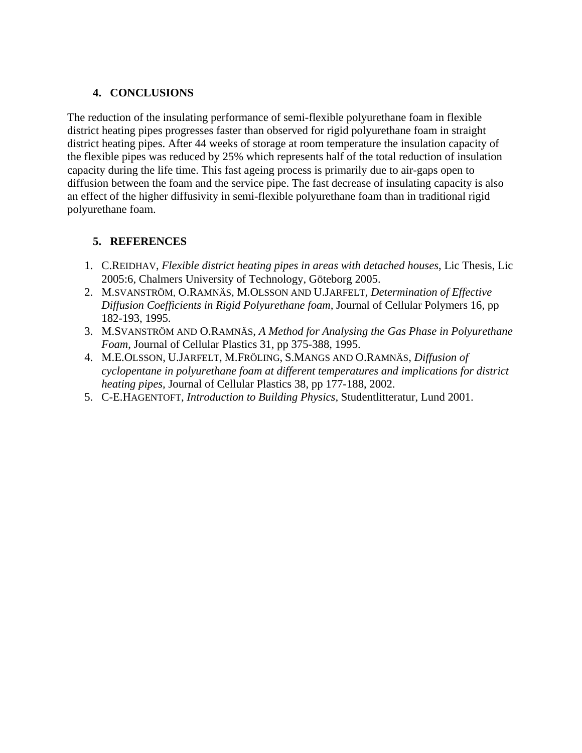## 4. CONCLUSIONS

The reduction of the insulating performance of semi-flexible polyurethane foam in flexible district heating pipes progresses faster than observed for rigid polyurethane foam in straight district heating pipes. After 44 weeks of storage at room temperature the insulation capacity of the flexible pipes was reduced by 25% which represents half of the total reduction of insulation capacity during the life time. This fast ageing process is primarily due to air-gaps open to diffusion between the foam and the service pipe. The fast decrease of insulating capacity is also an effect of the higher diffusivity in semi-flexible polyurethane foam than in traditional rigid polyurethane foam.

## 5. REFERENCES

1. C.REIDHAV, *Flexible district heating pipes in areas with detached houses*, Lic Thesis, Lic 2005:6, Chalmers University of Technology, Göteborg 2005.
2. M.SVANSTRÖM, O.RAMNÄS, M.OLSSON AND U.JARFELT, *Determination of Effective Diffusion Coefficients in Rigid Polyurethane foam*, Journal of Cellular Polymers 16, pp 182-193, 1995.
3. M.SVANSTRÖM AND O.RAMNÄS, *A Method for Analysing the Gas Phase in Polyurethane Foam*, Journal of Cellular Plastics 31, pp 375-388, 1995.
4. M.E.OLSSON, U.JARFELT, M.FRÖLING, S.MANGS AND O.RAMNÄS, *Diffusion of cyclopentane in polyurethane foam at different temperatures and implications for district heating pipes*, Journal of Cellular Plastics 38, pp 177-188, 2002.
5. C-E.HAGENTOFT, *Introduction to Building Physics*, Studentlitteratur, Lund 2001.